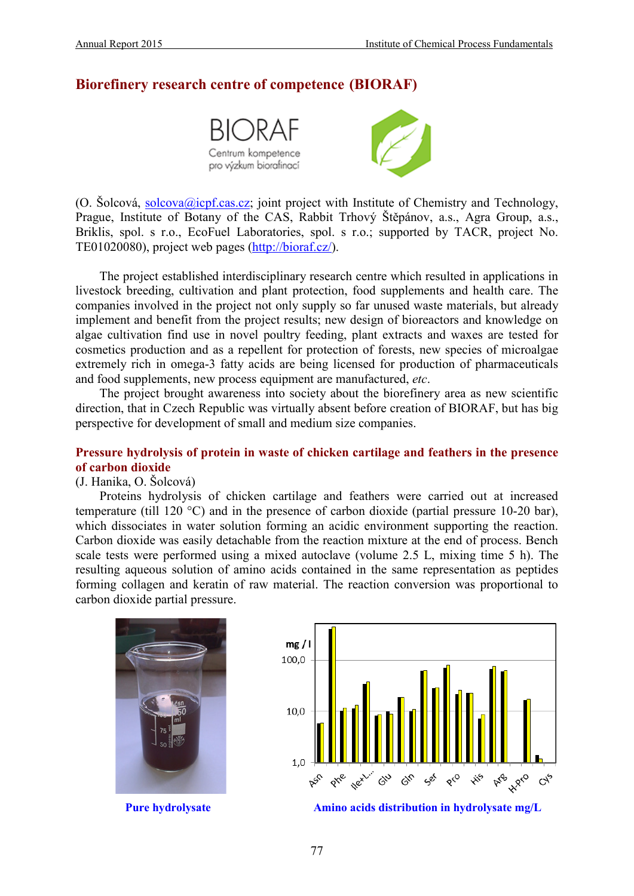## Biorefinery research centre of competence (BIORAF)

(O. Šolcová, solcova@icpf.cas.cz; joint project with Institute of Chemistry and Technology, Prague, Institute of Botany of the CAS, Rabbit Trhový Štěpánov, a.s., Agra Group, a.s., Briklis, spol. s r.o., EcoFuel Laboratories, spol. s r.o.; supported by TACR, project No. TE01020080), project web pages (http://bioraf.cz/).

The project established interdisciplinary research centre which resulted in applications in livestock breeding, cultivation and plant protection, food supplements and health care. The companies involved in the project not only supply so far unused waste materials, but already implement and benefit from the project results; new design of bioreactors and knowledge on algae cultivation find use in novel poultry feeding, plant extracts and waxes are tested for cosmetics production and as a repellent for protection of forests, new species of microalgae extremely rich in omega-3 fatty acids are being licensed for production of pharmaceuticals and food supplements, new process equipment are manufactured, *etc*.

The project brought awareness into society about the biorefinery area as new scientific direction, that in Czech Republic was virtually absent before creation of BIORAF, but has big perspective for development of small and medium size companies.

### Pressure hydrolysis of protein in waste of chicken cartilage and feathers in the presence of carbon dioxide

(J. Hanika, O. Šolcová)

Proteins hydrolysis of chicken cartilage and feathers were carried out at increased temperature (till 120 °C) and in the presence of carbon dioxide (partial pressure 10-20 bar), which dissociates in water solution forming an acidic environment supporting the reaction. Carbon dioxide was easily detachable from the reaction mixture at the end of process. Bench scale tests were performed using a mixed autoclave (volume 2.5 L, mixing time 5 h). The resulting aqueous solution of amino acids contained in the same representation as peptides forming collagen and keratin of raw material. The reaction conversion was proportional to carbon dioxide partial pressure.

**Pure hydrolysate**

**Amino acids distribution in hydrolysate mg/L**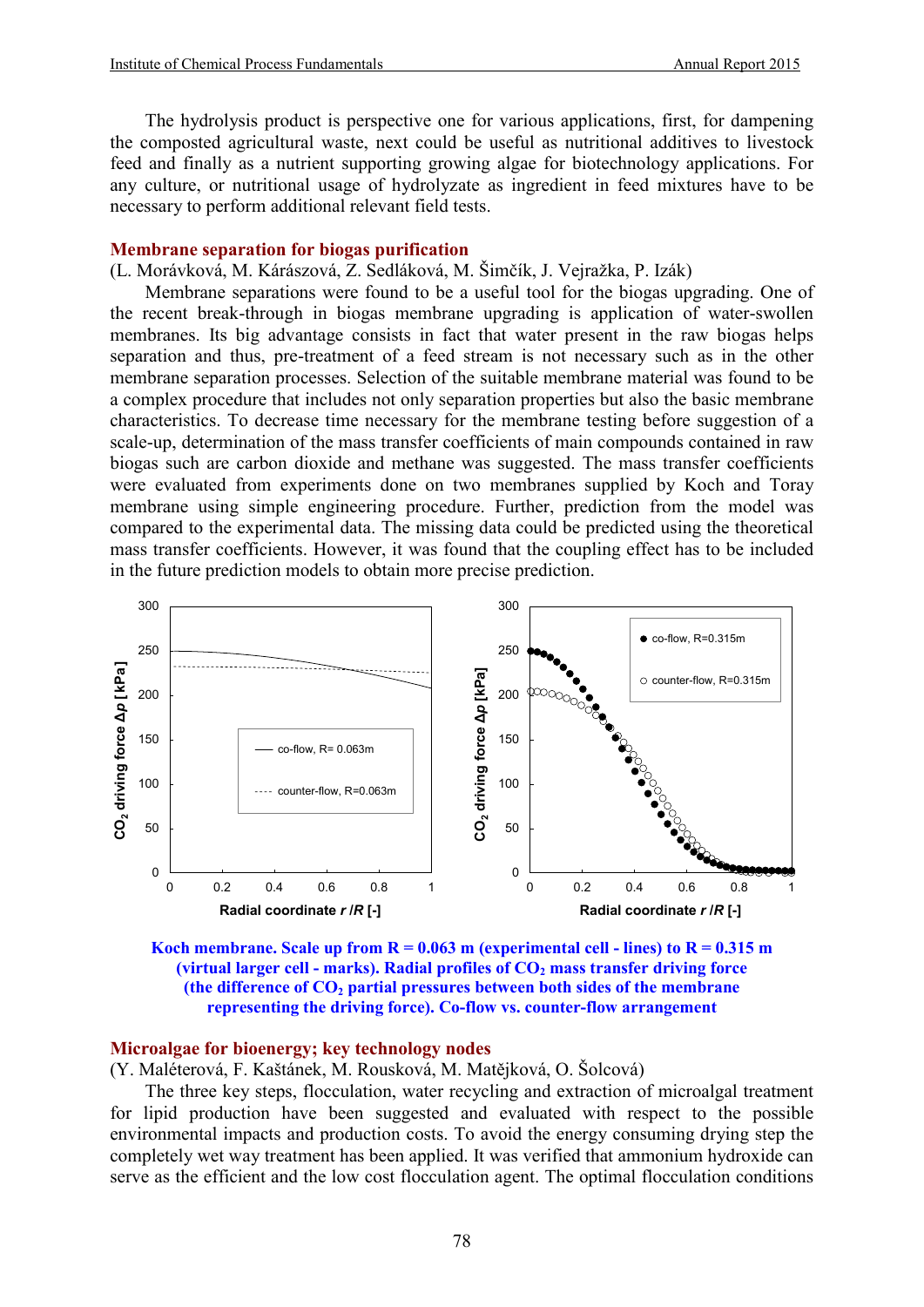The hydrolysis product is perspective one for various applications, first, for dampening the composted agricultural waste, next could be useful as nutritional additives to livestock feed and finally as a nutrient supporting growing algae for biotechnology applications. For any culture, or nutritional usage of hydrolyzate as ingredient in feed mixtures have to be necessary to perform additional relevant field tests.

## Membrane separation for biogas purification

(L. Morávková, M. Kárászová, Z. Sedláková, M. Šimčík, J. Vejražka, P. Izák)

Membrane separations were found to be a useful tool for the biogas upgrading. One of the recent break-through in biogas membrane upgrading is application of water-swollen membranes. Its big advantage consists in fact that water present in the raw biogas helps separation and thus, pre-treatment of a feed stream is not necessary such as in the other membrane separation processes. Selection of the suitable membrane material was found to be a complex procedure that includes not only separation properties but also the basic membrane characteristics. To decrease time necessary for the membrane testing before suggestion of a scale-up, determination of the mass transfer coefficients of main compounds contained in raw biogas such are carbon dioxide and methane was suggested. The mass transfer coefficients were evaluated from experiments done on two membranes supplied by Koch and Toray membrane using simple engineering procedure. Further, prediction from the model was compared to the experimental data. The missing data could be predicted using the theoretical mass transfer coefficients. However, it was found that the coupling effect has to be included in the future prediction models to obtain more precise prediction.

**Koch membrane. Scale up from R = 0.063 m (experimental cell - lines) to R = 0.315 m (virtual larger cell - marks). Radial profiles of $CO_2$ mass transfer driving force (the difference of $CO_2$ partial pressures between both sides of the membrane representing the driving force). Co-flow vs. counter-flow arrangement**

## Microalgae for bioenergy; key technology nodes

(Y. Maléterová, F. Kaštánek, M. Rousková, M. Matějková, O. Šolcová)

The three key steps, flocculation, water recycling and extraction of microalgal treatment for lipid production have been suggested and evaluated with respect to the possible environmental impacts and production costs. To avoid the energy consuming drying step the completely wet way treatment has been applied. It was verified that ammonium hydroxide can serve as the efficient and the low cost flocculation agent. The optimal flocculation conditions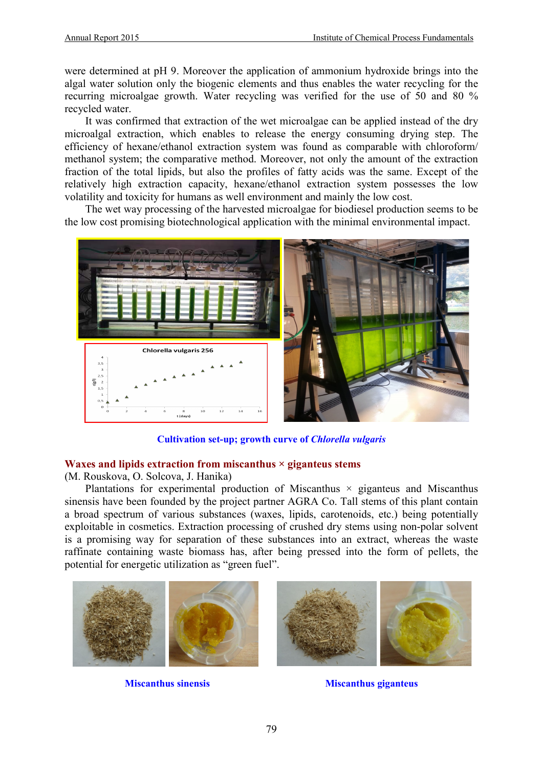were determined at pH 9. Moreover the application of ammonium hydroxide brings into the algal water solution only the biogenic elements and thus enables the water recycling for the recurring microalgae growth. Water recycling was verified for the use of 50 and 80 % recycled water.

It was confirmed that extraction of the wet microalgae can be applied instead of the dry microalgal extraction, which enables to release the energy consuming drying step. The efficiency of hexane/ethanol extraction system was found as comparable with chloroform/methanol system; the comparative method. Moreover, not only the amount of the extraction fraction of the total lipids, but also the profiles of fatty acids was the same. Except of the relatively high extraction capacity, hexane/ethanol extraction system possesses the low volatility and toxicity for humans as well environment and mainly the low cost.

The wet way processing of the harvested microalgae for biodiesel production seems to be the low cost promising biotechnological application with the minimal environmental impact.

**Cultivation set-up; growth curve of *Chlorella vulgaris***

## Waxes and lipids extraction from miscanthus × giganteus stems

(M. Rouskova, O. Solcova, J. Hanika)

Plantations for experimental production of Miscanthus × giganteus and Miscanthus sinensis have been founded by the project partner AGRA Co. Tall stems of this plant contain a broad spectrum of various substances (waxes, lipids, carotenoids, etc.) being potentially exploitable in cosmetics. Extraction processing of crushed dry stems using non-polar solvent is a promising way for separation of these substances into an extract, whereas the waste raffinate containing waste biomass has, after being pressed into the form of pellets, the potential for energetic utilization as “green fuel”.

**Miscanthus sinensis**

**Miscanthus giganteus**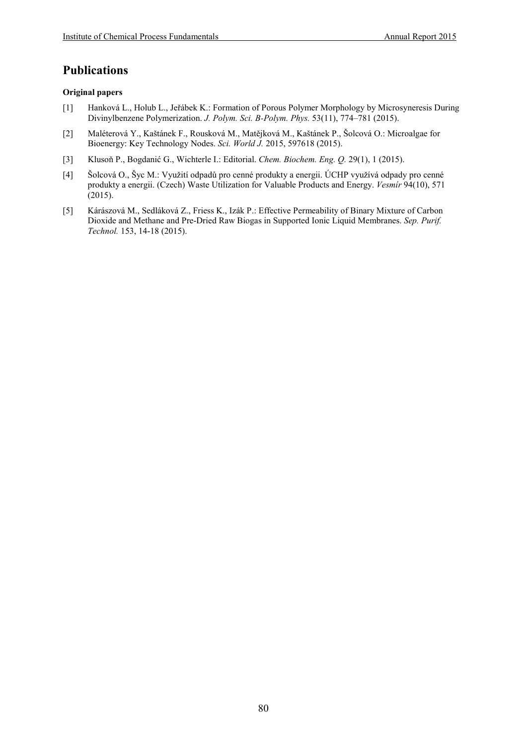# Publications

**Original papers**

[1] Hanková L., Holub L., Jeřábek K.: Formation of Porous Polymer Morphology by Microsyneresis During Divinylbenzene Polymerization. *J. Polym. Sci. B-Polym. Phys.* 53(11), 774–781 (2015).

[2] Maléterová Y., Kaštánek F., Rousková M., Matějková M., Kaštánek P., Šolcová O.: Microalgae for Bioenergy: Key Technology Nodes. *Sci. World J.* 2015, 597618 (2015).

[3] Klusoň P., Bogdanić G., Wichterle I.: Editorial. *Chem. Biochem. Eng. Q.* 29(1), 1 (2015).

[4] Šolcová O., Šyc M.: Využití odpadů pro cenné produkty a energii. ÚCHP využívá odpady pro cenné produkty a energii. (Czech) Waste Utilization for Valuable Products and Energy. *Vesmír* 94(10), 571 (2015).

[5] Kárászová M., Sedláková Z., Friess K., Izák P.: Effective Permeability of Binary Mixture of Carbon Dioxide and Methane and Pre-Dried Raw Biogas in Supported Ionic Liquid Membranes. *Sep. Purif. Technol.* 153, 14-18 (2015).